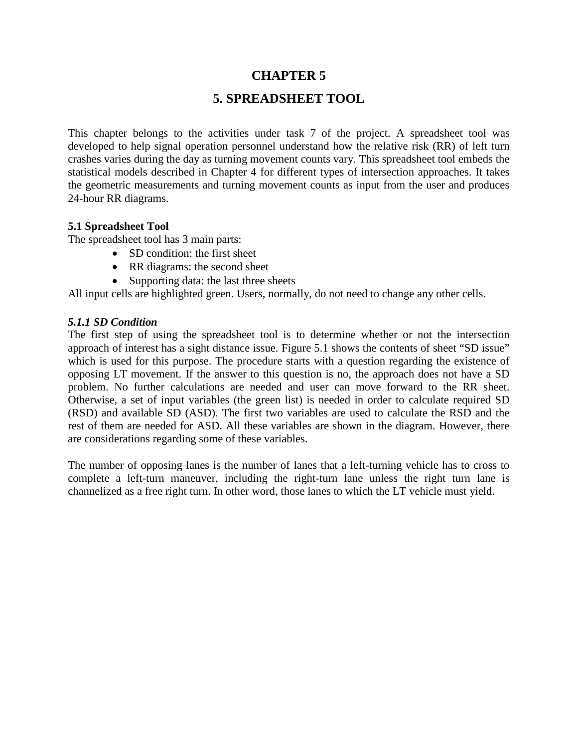# CHAPTER 5

# 5. SPREADSHEET TOOL

This chapter belongs to the activities under task 7 of the project. A spreadsheet tool was developed to help signal operation personnel understand how the relative risk (RR) of left turn crashes varies during the day as turning movement counts vary. This spreadsheet tool embeds the statistical models described in Chapter 4 for different types of intersection approaches. It takes the geometric measurements and turning movement counts as input from the user and produces 24-hour RR diagrams.

## 5.1 Spreadsheet Tool

The spreadsheet tool has 3 main parts:

- SD condition: the first sheet
- RR diagrams: the second sheet
- Supporting data: the last three sheets

All input cells are highlighted green. Users, normally, do not need to change any other cells.

### *5.1.1 SD Condition*

The first step of using the spreadsheet tool is to determine whether or not the intersection approach of interest has a sight distance issue. Figure 5.1 shows the contents of sheet "SD issue" which is used for this purpose. The procedure starts with a question regarding the existence of opposing LT movement. If the answer to this question is no, the approach does not have a SD problem. No further calculations are needed and user can move forward to the RR sheet. Otherwise, a set of input variables (the green list) is needed in order to calculate required SD (RSD) and available SD (ASD). The first two variables are used to calculate the RSD and the rest of them are needed for ASD. All these variables are shown in the diagram. However, there are considerations regarding some of these variables.

The number of opposing lanes is the number of lanes that a left-turning vehicle has to cross to complete a left-turn maneuver, including the right-turn lane unless the right turn lane is channelized as a free right turn. In other word, those lanes to which the LT vehicle must yield.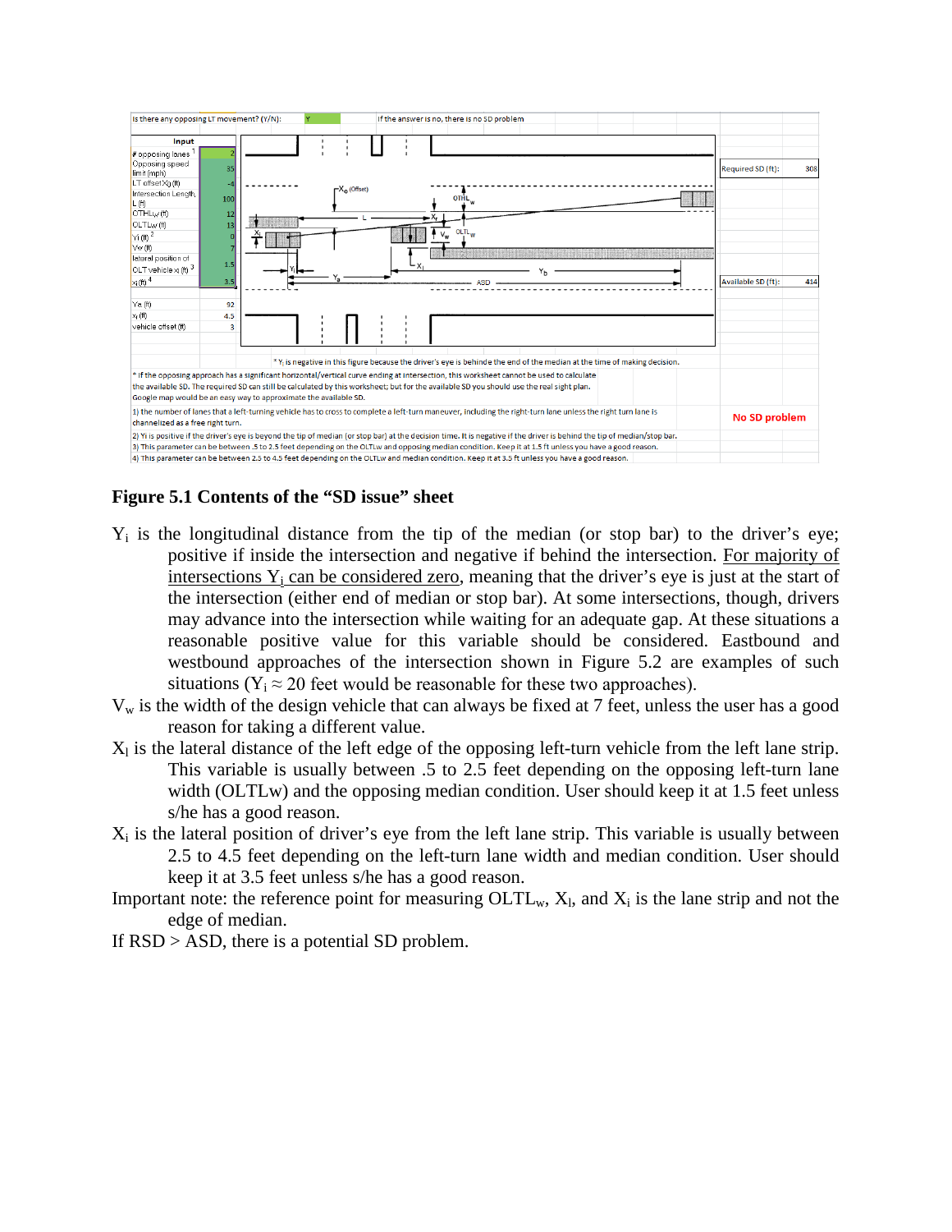| Is there any opposing LT movement? (Y/N): | Y | If the answer is no, there is no SD problem |
|---|---|---|

| Input | |
|---|---|
| # opposing lanes [1] | 2 |
| Opposing speed limit (mph) | 35 |
| LT offset $X_0$ (ft) | -4 |
| Intersection Length, L (ft) | 100 |
| $OTHL_W$ (ft) | 12 |
| $OLTL_W$ (ft) | 13 |
| $Y_i$ (ft) [2] | 0 |
| $V_W$ (ft) | 7 |
| lateral position of OLT vehicle $x_l$ (ft) [3] | 1.5 |
| $x_i$ (ft) [4] | 3.5 |
| $Y_a$ (ft) | 92 |
| $x_r$ (ft) | 4.5 |
| vehicle offset (ft) | 3 |

| | |
|---|---|
| Required SD (ft): | 308 |
| Available SD (ft): | 414 |

* $Y_i$ is negative in this figure because the driver's eye is behind the end of the median at the time of making decision.

* If the opposing approach has a significant horizontal/vertical curve ending at intersection, this worksheet cannot be used to calculate the available SD. The required SD can still be calculated by this worksheet; but for the available SD you should use the real sight plan. Google map would be an easy way to approximate the available SD.

1) the number of lanes that a left-turning vehicle has to cross to complete a left-turn maneuver, including the right-turn lane unless the right turn lane is channelized as a free right turn.

**No SD problem**

2) Yi is positive if the driver's eye is beyond the tip of median (or stop bar) at the decision time. It is negative if the driver is behind the tip of median/stop bar.

3) This parameter can be between .5 to 2.5 feet depending on the OLTLw and opposing median condition. Keep it at 1.5 ft unless you have a good reason.

4) This parameter can be between 2.5 to 4.5 feet depending on the OLTLw and median condition. Keep it at 3.5 ft unless you have a good reason.

**Figure 5.1 Contents of the "SD issue" sheet**

$Y_i$ is the longitudinal distance from the tip of the median (or stop bar) to the driver's eye; positive if inside the intersection and negative if behind the intersection. <u>For majority of intersections $Y_i$ can be considered zero</u>, meaning that the driver's eye is just at the start of the intersection (either end of median or stop bar). At some intersections, though, drivers may advance into the intersection while waiting for an adequate gap. At these situations a reasonable positive value for this variable should be considered. Eastbound and westbound approaches of the intersection shown in Figure 5.2 are examples of such situations ($Y_i \approx 20$ feet would be reasonable for these two approaches).

$V_w$ is the width of the design vehicle that can always be fixed at 7 feet, unless the user has a good reason for taking a different value.

$X_l$ is the lateral distance of the left edge of the opposing left-turn vehicle from the left lane strip. This variable is usually between .5 to 2.5 feet depending on the opposing left-turn lane width (OLTLw) and the opposing median condition. User should keep it at 1.5 feet unless s/he has a good reason.

$X_i$ is the lateral position of driver's eye from the left lane strip. This variable is usually between 2.5 to 4.5 feet depending on the left-turn lane width and median condition. User should keep it at 3.5 feet unless s/he has a good reason.

Important note: the reference point for measuring $OLTL_w$, $X_l$, and $X_i$ is the lane strip and not the edge of median.

If RSD > ASD, there is a potential SD problem.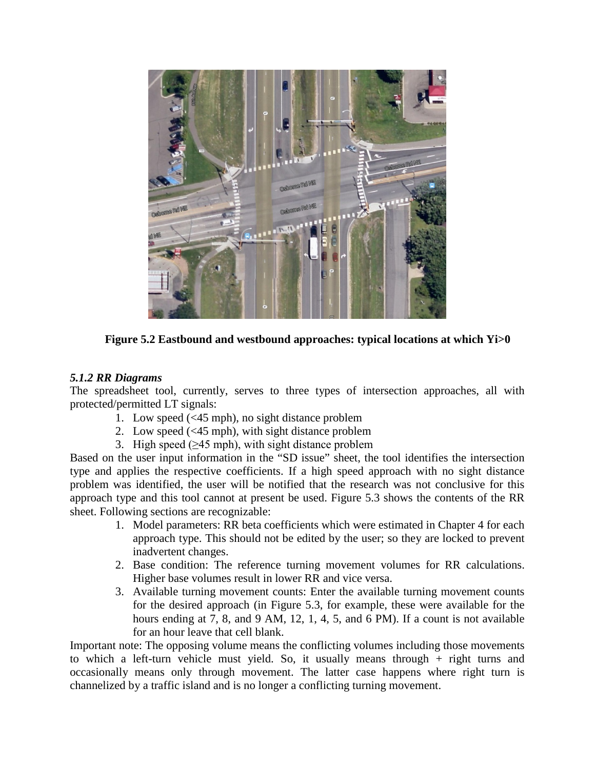**Figure 5.2 Eastbound and westbound approaches: typical locations at which Yi>0**

### *5.1.2 RR Diagrams*

The spreadsheet tool, currently, serves to three types of intersection approaches, all with protected/permitted LT signals:

1. Low speed (<45 mph), no sight distance problem
2. Low speed (<45 mph), with sight distance problem
3. High speed (≥45 mph), with sight distance problem

Based on the user input information in the "SD issue" sheet, the tool identifies the intersection type and applies the respective coefficients. If a high speed approach with no sight distance problem was identified, the user will be notified that the research was not conclusive for this approach type and this tool cannot at present be used. Figure 5.3 shows the contents of the RR sheet. Following sections are recognizable:

1. Model parameters: RR beta coefficients which were estimated in Chapter 4 for each approach type. This should not be edited by the user; so they are locked to prevent inadvertent changes.
2. Base condition: The reference turning movement volumes for RR calculations. Higher base volumes result in lower RR and vice versa.
3. Available turning movement counts: Enter the available turning movement counts for the desired approach (in Figure 5.3, for example, these were available for the hours ending at 7, 8, and 9 AM, 12, 1, 4, 5, and 6 PM). If a count is not available for an hour leave that cell blank.

Important note: The opposing volume means the conflicting volumes including those movements to which a left-turn vehicle must yield. So, it usually means through + right turns and occasionally means only through movement. The latter case happens where right turn is channelized by a traffic island and is no longer a conflicting turning movement.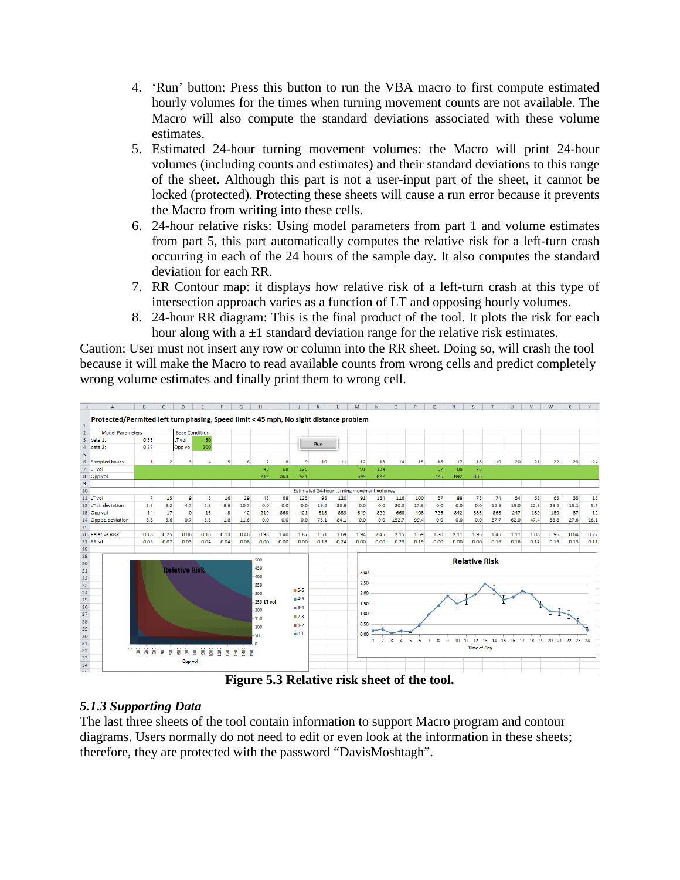4. 'Run' button: Press this button to run the VBA macro to first compute estimated hourly volumes for the times when turning movement counts are not available. The Macro will also compute the standard deviations associated with these volume estimates.
5. Estimated 24-hour turning movement volumes: the Macro will print 24-hour volumes (including counts and estimates) and their standard deviations to this range of the sheet. Although this part is not a user-input part of the sheet, it cannot be locked (protected). Protecting these sheets will cause a run error because it prevents the Macro from writing into these cells.
6. 24-hour relative risks: Using model parameters from part 1 and volume estimates from part 5, this part automatically computes the relative risk for a left-turn crash occurring in each of the 24 hours of the sample day. It also computes the standard deviation for each RR.
7. RR Contour map: it displays how relative risk of a left-turn crash at this type of intersection approach varies as a function of LT and opposing hourly volumes.
8. 24-hour RR diagram: This is the final product of the tool. It plots the risk for each hour along with a ±1 standard deviation range for the relative risk estimates.

Caution: User must not insert any row or column into the RR sheet. Doing so, will crash the tool because it will make the Macro to read available counts from wrong cells and predict completely wrong volume estimates and finally print them to wrong cell.

Protected/Permited left turn phasing, Speed limit < 45 mph, No sight distance problem

| Model Parameters | | Base Condition | |
|---|---|---|---|
| beta 1: | 0.38 | LT vol | 50 |
| beta 2: | 0.37 | Opp vol | 200 |

Run

| Sampled hours | 1 | 2 | 3 | 4 | 5 | 6 | 7 | 8 | 9 | 10 | 11 | 12 | 13 | 14 | 15 | 16 | 17 | 18 | 19 | 20 | 21 | 22 | 23 | 24 |
|---|---|---|---|---|---|---|---|---|---|---|---|---|---|---|---|---|---|---|---|---|---|---|---|---|
| LT vol | | | | | | | 43 | 68 | 125 | | | 91 | 134 | | | 67 | 88 | 73 | | | | | | |
| Opp vol | | | | | | | 219 | 863 | 421 | | | 649 | 822 | | | 726 | 842 | 836 | | | | | | |

Estimated 24-hour turning movement volumes

| | | | | | | | | | | | | | | | | | | | | | | | | |
|---|---|---|---|---|---|---|---|---|---|---|---|---|---|---|---|---|---|---|---|---|---|---|---|---|
| LT vol | 7 | 15 | 9 | 5 | 16 | 29 | 43 | 68 | 125 | 95 | 120 | 91 | 134 | 116 | 100 | 67 | 88 | 73 | 74 | 54 | 65 | 65 | 35 | 15 |
| LT st. deviation | 3.5 | 9.2 | 4.7 | 2.8 | 8.6 | 10.7 | 0.0 | 0.0 | 0.0 | 19.2 | 33.8 | 0.0 | 0.0 | 20.3 | 17.6 | 0.0 | 0.0 | 0.0 | 12.5 | 15.0 | 22.5 | 28.2 | 15.1 | 5.7 |
| Opp vol | 14 | 17 | 0 | 16 | 3 | 42 | 219 | 863 | 421 | 313 | 399 | 649 | 822 | 668 | 408 | 726 | 842 | 836 | 368 | 247 | 189 | 139 | 87 | 12 |
| Opp st. deviation | 6.6 | 5.6 | 0.7 | 5.6 | 1.8 | 11.6 | 0.0 | 0.0 | 0.0 | 76.1 | 84.1 | 0.0 | 0.0 | 152.7 | 99.4 | 0.0 | 0.0 | 0.0 | 87.7 | 62.0 | 47.4 | 38.8 | 27.6 | 16.1 |
| Relative Risk | 0.18 | 0.25 | 0.06 | 0.16 | 0.13 | 0.46 | 0.98 | 1.40 | 1.87 | 1.51 | 1.69 | 1.94 | 2.45 | 2.15 | 1.69 | 1.80 | 2.11 | 1.96 | 1.46 | 1.11 | 1.08 | 0.96 | 0.64 | 0.22 |
| RR sd | 0.05 | 0.07 | 0.03 | 0.04 | 0.04 | 0.08 | 0.00 | 0.00 | 0.00 | 0.18 | 0.24 | 0.00 | 0.00 | 0.23 | 0.19 | 0.00 | 0.00 | 0.00 | 0.16 | 0.16 | 0.17 | 0.19 | 0.13 | 0.11 |

Relative Risk

LT vol

Opp vol

5-6, 4-5, 3-4, 2-3, 1-2, 0-1

Relative Risk

Time of Day

**Figure 5.3 Relative risk sheet of the tool.**

### *5.1.3 Supporting Data*

The last three sheets of the tool contain information to support Macro program and contour diagrams. Users normally do not need to edit or even look at the information in these sheets; therefore, they are protected with the password "DavisMoshtagh".